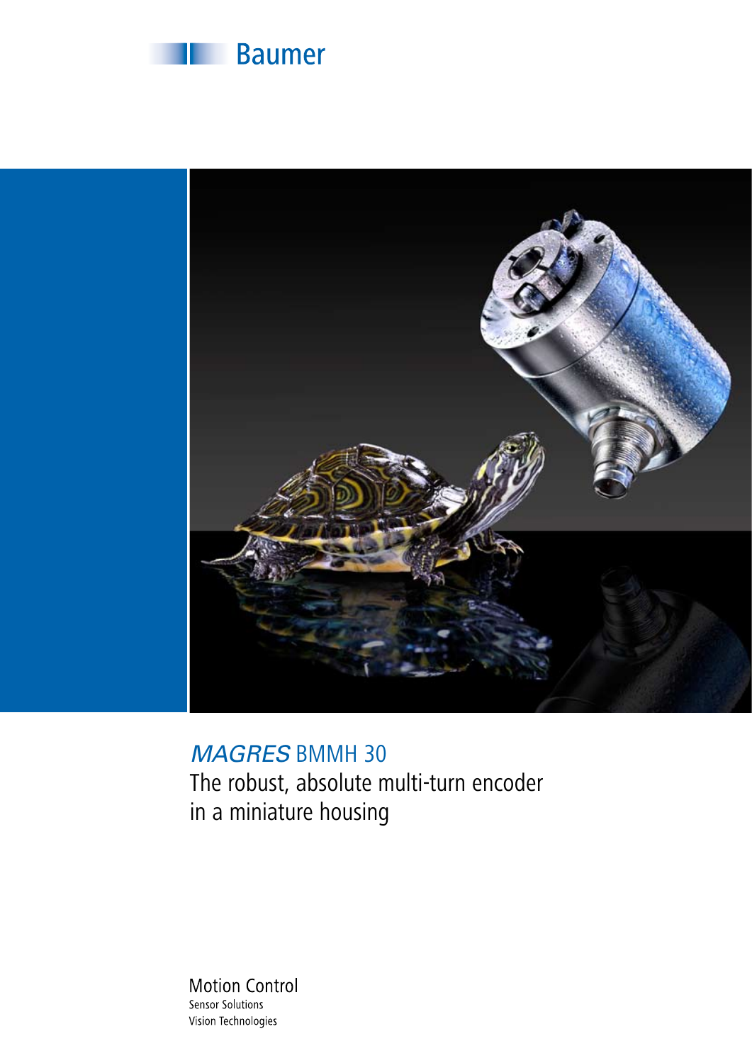Baumer

# *MAGRES* BMMH 30

## The robust, absolute multi-turn encoder in a miniature housing

Motion Control
Sensor Solutions
Vision Technologies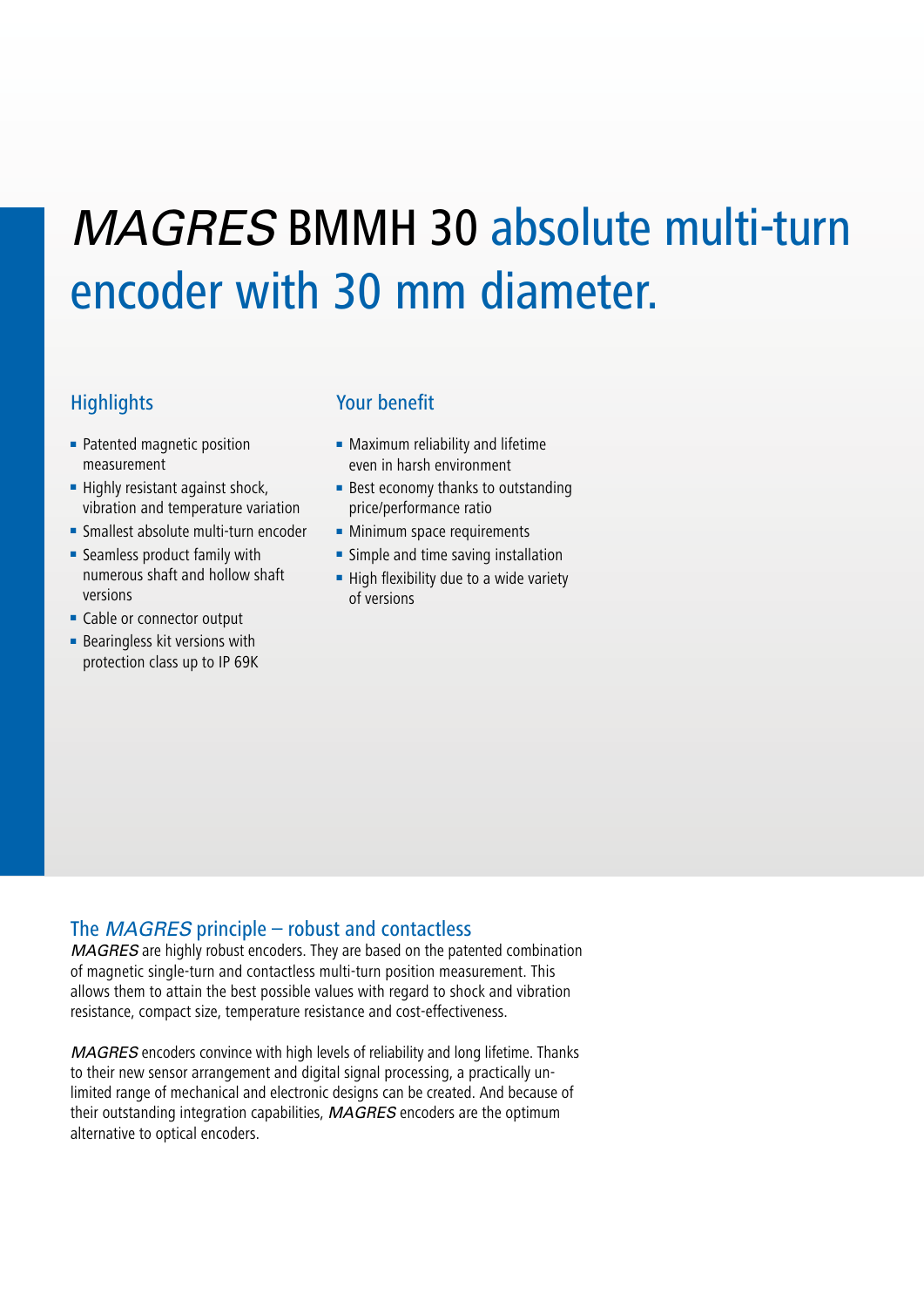# *MAGRES* BMMH 30 absolute multi-turn encoder with 30 mm diameter.

## Highlights

- Patented magnetic position measurement
- Highly resistant against shock, vibration and temperature variation
- Smallest absolute multi-turn encoder
- Seamless product family with numerous shaft and hollow shaft versions
- Cable or connector output
- Bearingless kit versions with protection class up to IP 69K

## Your benefit

- Maximum reliability and lifetime even in harsh environment
- Best economy thanks to outstanding price/performance ratio
- Minimum space requirements
- Simple and time saving installation
- High flexibility due to a wide variety of versions

## The *MAGRES* principle – robust and contactless

*MAGRES* are highly robust encoders. They are based on the patented combination of magnetic single-turn and contactless multi-turn position measurement. This allows them to attain the best possible values with regard to shock and vibration resistance, compact size, temperature resistance and cost-effectiveness.

*MAGRES* encoders convince with high levels of reliability and long lifetime. Thanks to their new sensor arrangement and digital signal processing, a practically unlimited range of mechanical and electronic designs can be created. And because of their outstanding integration capabilities, *MAGRES* encoders are the optimum alternative to optical encoders.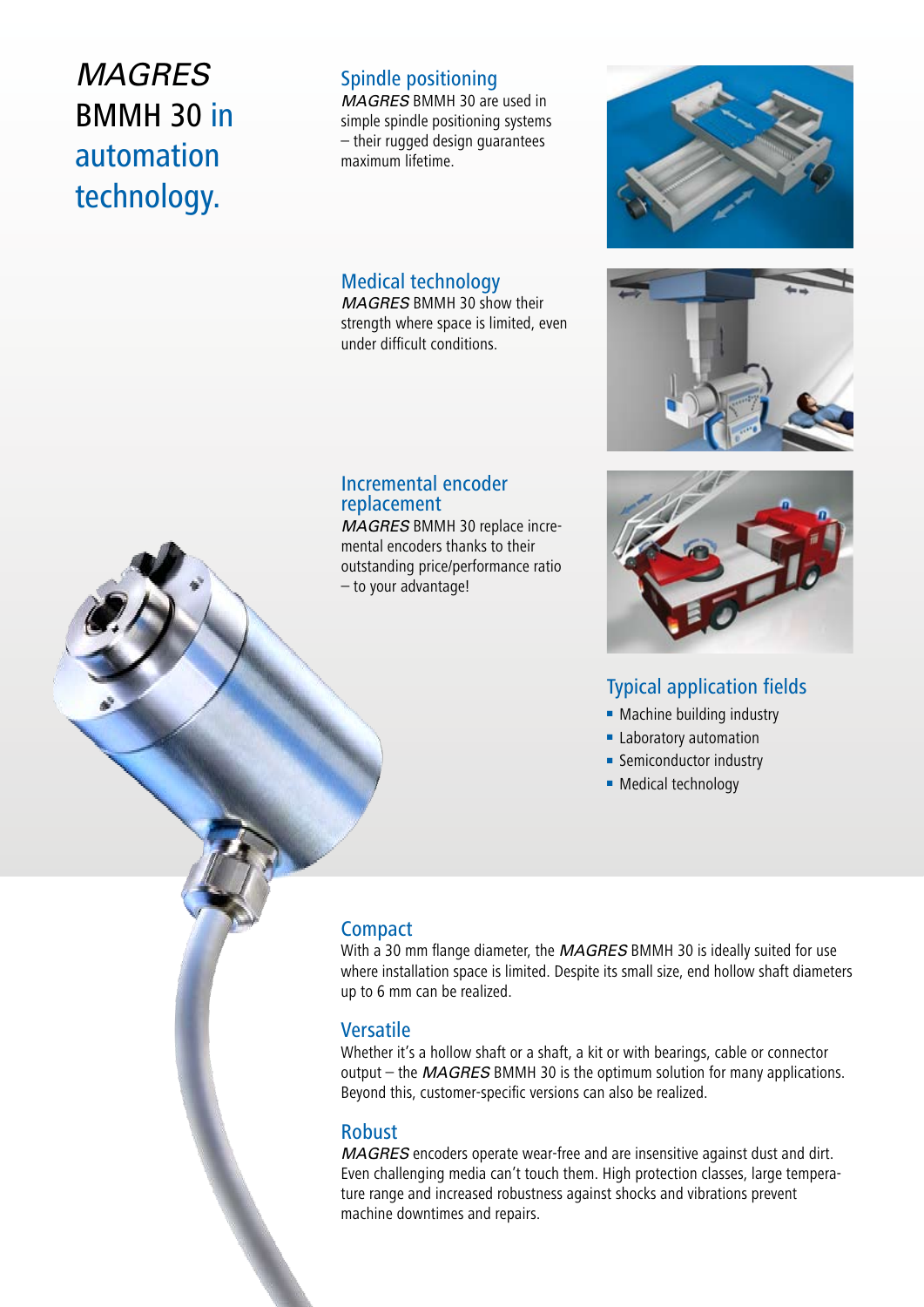# *MAGRES* BMMH 30 in automation technology.

## Spindle positioning

*MAGRES* BMMH 30 are used in simple spindle positioning systems – their rugged design guarantees maximum lifetime.

## Medical technology

*MAGRES* BMMH 30 show their strength where space is limited, even under difficult conditions.

## Incremental encoder replacement

*MAGRES* BMMH 30 replace incremental encoders thanks to their outstanding price/performance ratio – to your advantage!

## Typical application fields

- Machine building industry
- Laboratory automation
- Semiconductor industry
- Medical technology

## Compact

With a 30 mm flange diameter, the *MAGRES* BMMH 30 is ideally suited for use where installation space is limited. Despite its small size, end hollow shaft diameters up to 6 mm can be realized.

## Versatile

Whether it's a hollow shaft or a shaft, a kit or with bearings, cable or connector output – the *MAGRES* BMMH 30 is the optimum solution for many applications. Beyond this, customer-specific versions can also be realized.

## Robust

*MAGRES* encoders operate wear-free and are insensitive against dust and dirt. Even challenging media can't touch them. High protection classes, large temperature range and increased robustness against shocks and vibrations prevent machine downtimes and repairs.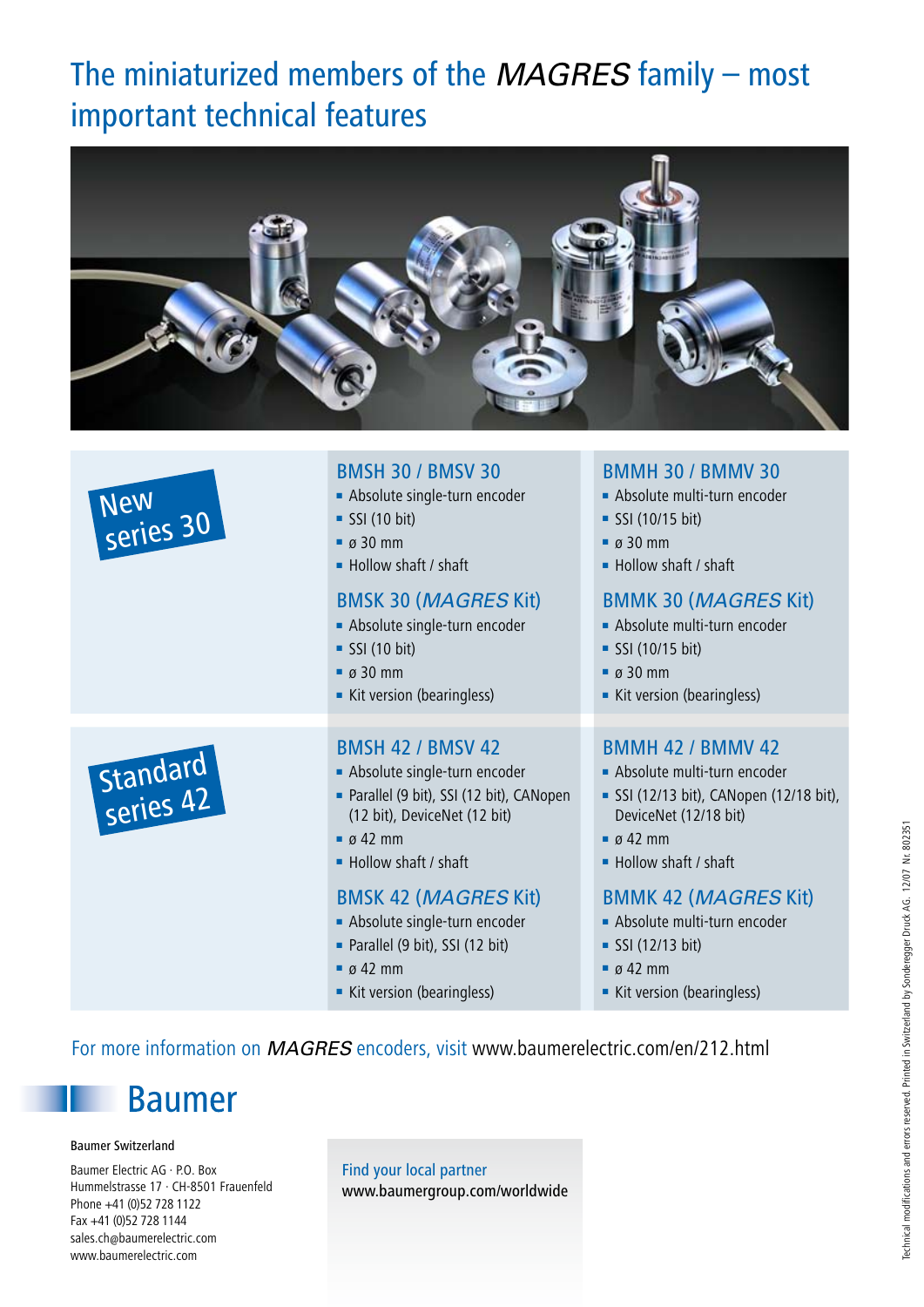# The miniaturized members of the *MAGRES* family – most important technical features

**New series 30**

### BMSH 30 / BMSV 30
- Absolute single-turn encoder
- SSI (10 bit)
- ø 30 mm
- Hollow shaft / shaft

### BMSK 30 (*MAGRES* Kit)
- Absolute single-turn encoder
- SSI (10 bit)
- ø 30 mm
- Kit version (bearingless)

### BMMH 30 / BMMV 30
- Absolute multi-turn encoder
- SSI (10/15 bit)
- ø 30 mm
- Hollow shaft / shaft

### BMMK 30 (*MAGRES* Kit)
- Absolute multi-turn encoder
- SSI (10/15 bit)
- ø 30 mm
- Kit version (bearingless)

**Standard series 42**

### BMSH 42 / BMSV 42
- Absolute single-turn encoder
- Parallel (9 bit), SSI (12 bit), CANopen (12 bit), DeviceNet (12 bit)
- ø 42 mm
- Hollow shaft / shaft

### BMSK 42 (*MAGRES* Kit)
- Absolute single-turn encoder
- Parallel (9 bit), SSI (12 bit)
- ø 42 mm
- Kit version (bearingless)

### BMMH 42 / BMMV 42
- Absolute multi-turn encoder
- SSI (12/13 bit), CANopen (12/18 bit), DeviceNet (12/18 bit)
- ø 42 mm
- Hollow shaft / shaft

### BMMK 42 (*MAGRES* Kit)
- Absolute multi-turn encoder
- SSI (12/13 bit)
- ø 42 mm
- Kit version (bearingless)

For more information on *MAGRES* encoders, visit www.baumerelectric.com/en/212.html

## Baumer

**Baumer Switzerland**

Baumer Electric AG · P.O. Box
Hummelstrasse 17 · CH-8501 Frauenfeld
Phone +41 (0)52 728 1122
Fax +41 (0)52 728 1144
sales.ch@baumerelectric.com
www.baumerelectric.com

Find your local partner
www.baumergroup.com/worldwide

Technical modifications and errors reserved. Printed in Switzerland by Sonderegger Druck AG. 12/07 Nr. 802351